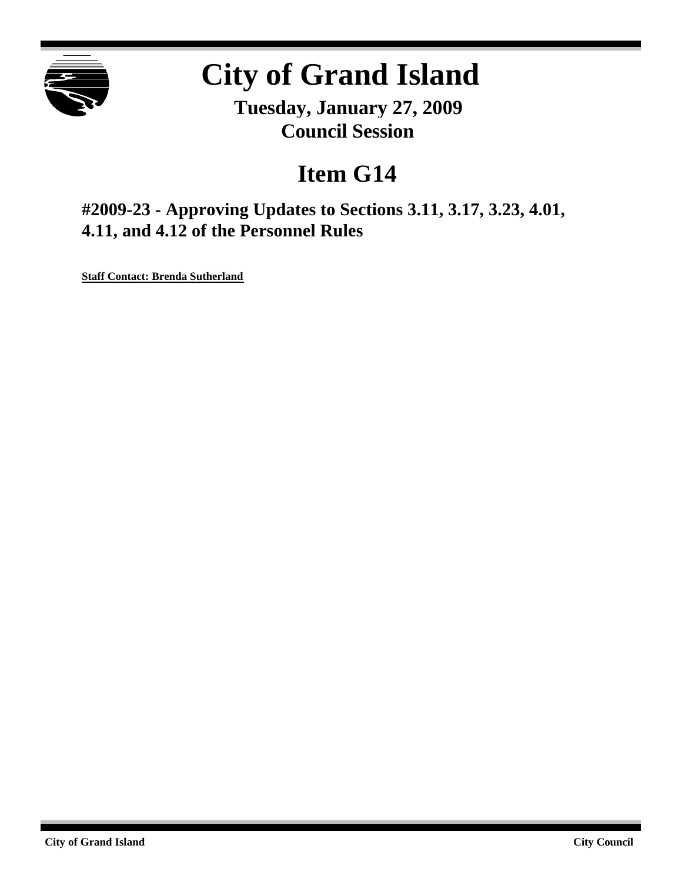# City of Grand Island

**Tuesday, January 27, 2009**
**Council Session**

## Item G14

### #2009-23 - Approving Updates to Sections 3.11, 3.17, 3.23, 4.01, 4.11, and 4.12 of the Personnel Rules

**Staff Contact: Brenda Sutherland**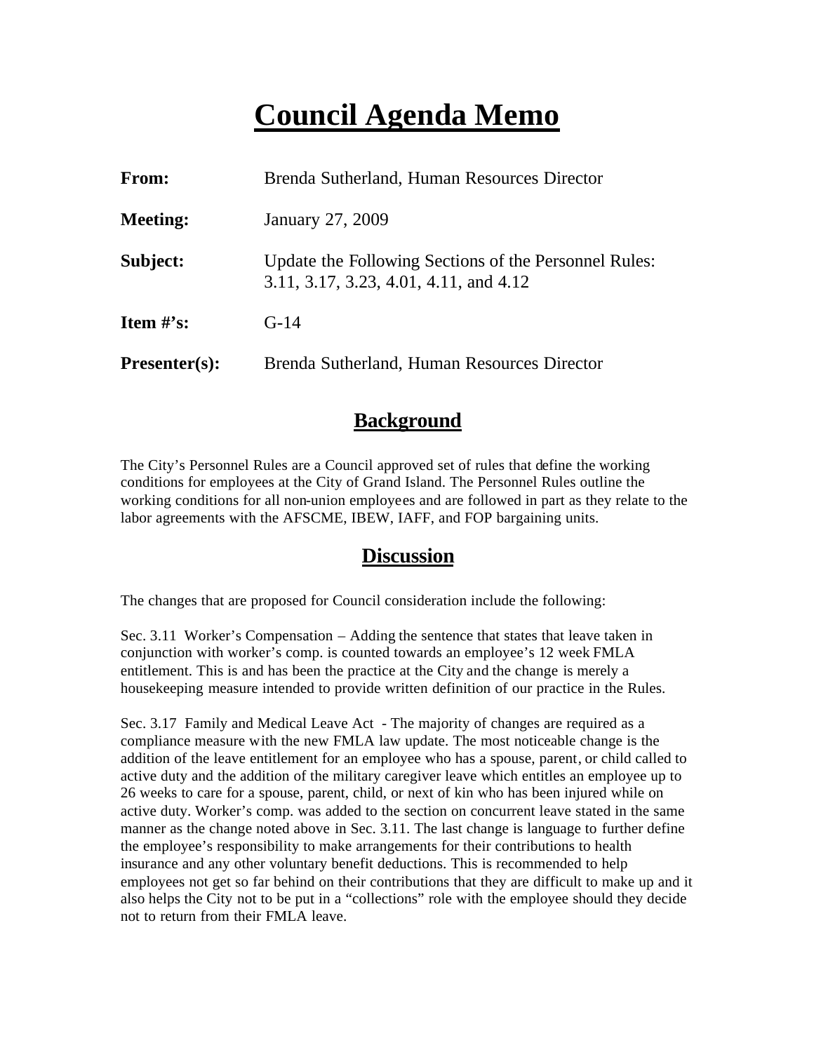# Council Agenda Memo

| | |
|---|---|
| **From:** | Brenda Sutherland, Human Resources Director |
| **Meeting:** | January 27, 2009 |
| **Subject:** | Update the Following Sections of the Personnel Rules: 3.11, 3.17, 3.23, 4.01, 4.11, and 4.12 |
| **Item #'s:** | G-14 |
| **Presenter(s):** | Brenda Sutherland, Human Resources Director |

## Background

The City's Personnel Rules are a Council approved set of rules that define the working conditions for employees at the City of Grand Island. The Personnel Rules outline the working conditions for all non-union employees and are followed in part as they relate to the labor agreements with the AFSCME, IBEW, IAFF, and FOP bargaining units.

## Discussion

The changes that are proposed for Council consideration include the following:

Sec. 3.11 Worker's Compensation – Adding the sentence that states that leave taken in conjunction with worker's comp. is counted towards an employee's 12 week FMLA entitlement. This is and has been the practice at the City and the change is merely a housekeeping measure intended to provide written definition of our practice in the Rules.

Sec. 3.17 Family and Medical Leave Act - The majority of changes are required as a compliance measure with the new FMLA law update. The most noticeable change is the addition of the leave entitlement for an employee who has a spouse, parent, or child called to active duty and the addition of the military caregiver leave which entitles an employee up to 26 weeks to care for a spouse, parent, child, or next of kin who has been injured while on active duty. Worker's comp. was added to the section on concurrent leave stated in the same manner as the change noted above in Sec. 3.11. The last change is language to further define the employee's responsibility to make arrangements for their contributions to health insurance and any other voluntary benefit deductions. This is recommended to help employees not get so far behind on their contributions that they are difficult to make up and it also helps the City not to be put in a "collections" role with the employee should they decide not to return from their FMLA leave.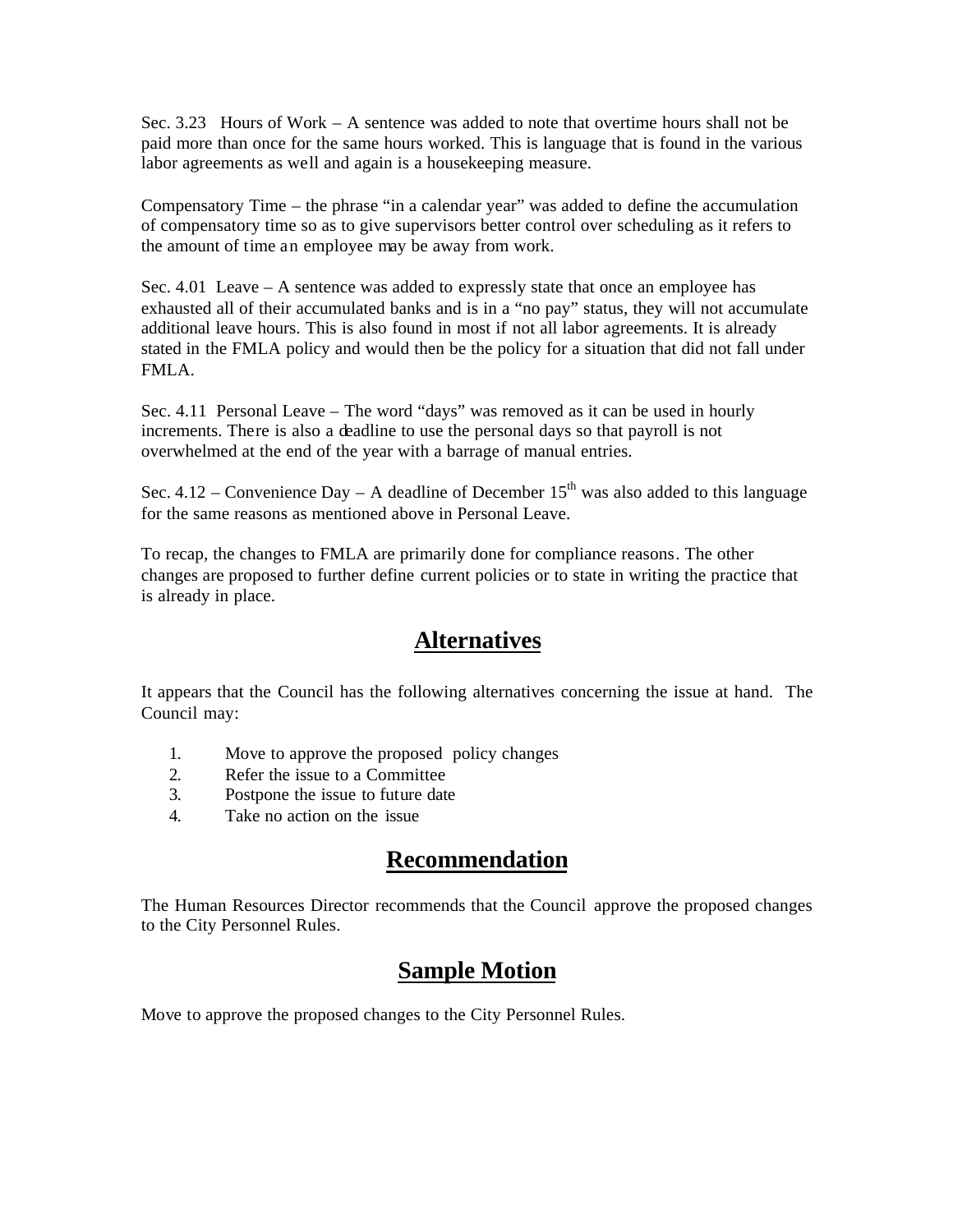Sec. 3.23 Hours of Work – A sentence was added to note that overtime hours shall not be paid more than once for the same hours worked. This is language that is found in the various labor agreements as well and again is a housekeeping measure.

Compensatory Time – the phrase “in a calendar year” was added to define the accumulation of compensatory time so as to give supervisors better control over scheduling as it refers to the amount of time an employee may be away from work.

Sec. 4.01 Leave – A sentence was added to expressly state that once an employee has exhausted all of their accumulated banks and is in a “no pay” status, they will not accumulate additional leave hours. This is also found in most if not all labor agreements. It is already stated in the FMLA policy and would then be the policy for a situation that did not fall under FMLA.

Sec. 4.11 Personal Leave – The word “days” was removed as it can be used in hourly increments. There is also a deadline to use the personal days so that payroll is not overwhelmed at the end of the year with a barrage of manual entries.

Sec. 4.12 – Convenience Day – A deadline of December 15th was also added to this language for the same reasons as mentioned above in Personal Leave.

To recap, the changes to FMLA are primarily done for compliance reasons. The other changes are proposed to further define current policies or to state in writing the practice that is already in place.

## Alternatives

It appears that the Council has the following alternatives concerning the issue at hand. The Council may:

1. Move to approve the proposed policy changes
2. Refer the issue to a Committee
3. Postpone the issue to future date
4. Take no action on the issue

## Recommendation

The Human Resources Director recommends that the Council approve the proposed changes to the City Personnel Rules.

## Sample Motion

Move to approve the proposed changes to the City Personnel Rules.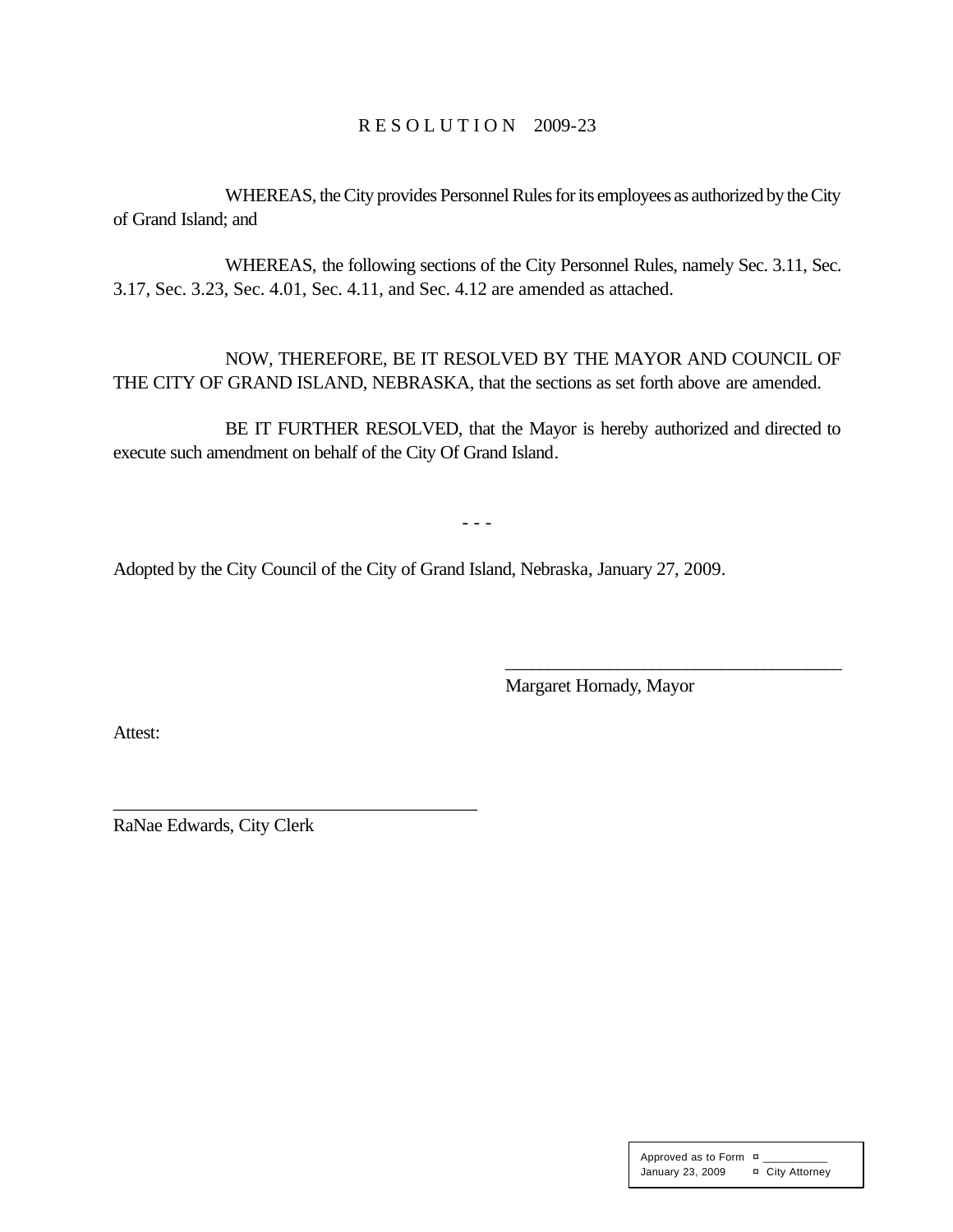# R E S O L U T I O N 2009-23

WHEREAS, the City provides Personnel Rules for its employees as authorized by the City of Grand Island; and

WHEREAS, the following sections of the City Personnel Rules, namely Sec. 3.11, Sec. 3.17, Sec. 3.23, Sec. 4.01, Sec. 4.11, and Sec. 4.12 are amended as attached.

NOW, THEREFORE, BE IT RESOLVED BY THE MAYOR AND COUNCIL OF THE CITY OF GRAND ISLAND, NEBRASKA, that the sections as set forth above are amended.

BE IT FURTHER RESOLVED, that the Mayor is hereby authorized and directed to execute such amendment on behalf of the City Of Grand Island.

- - -

Adopted by the City Council of the City of Grand Island, Nebraska, January 27, 2009.

_____________________________________
Margaret Hornady, Mayor

Attest:

_______________________________________
RaNae Edwards, City Clerk

Approved as to Form ¤ __________
January 23, 2009 ¤ City Attorney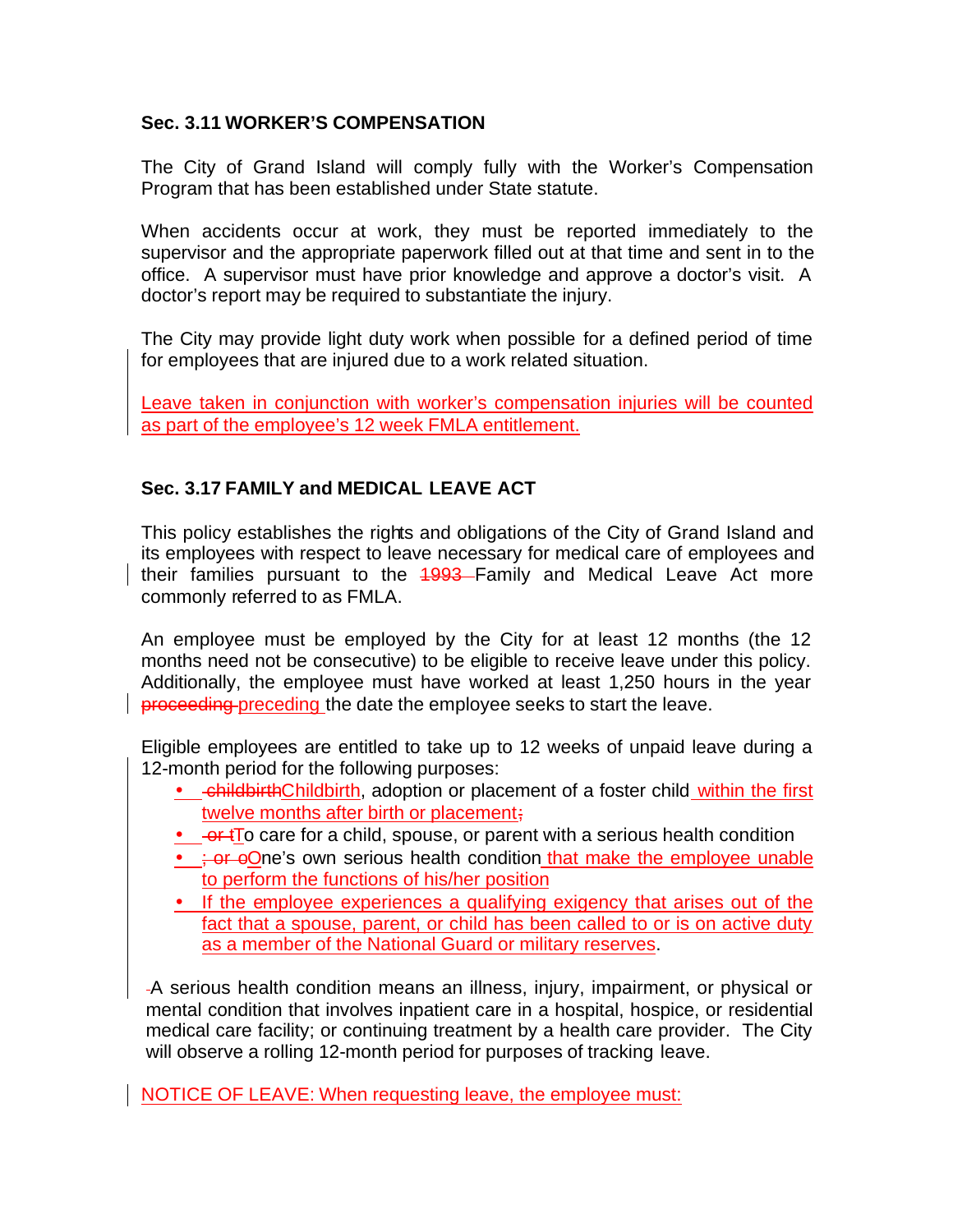### Sec. 3.11 WORKER'S COMPENSATION

The City of Grand Island will comply fully with the Worker's Compensation Program that has been established under State statute.

When accidents occur at work, they must be reported immediately to the supervisor and the appropriate paperwork filled out at that time and sent in to the office. A supervisor must have prior knowledge and approve a doctor's visit. A doctor's report may be required to substantiate the injury.

The City may provide light duty work when possible for a defined period of time for employees that are injured due to a work related situation.

Leave taken in conjunction with worker's compensation injuries will be counted as part of the employee's 12 week FMLA entitlement.

### Sec. 3.17 FAMILY and MEDICAL LEAVE ACT

This policy establishes the rights and obligations of the City of Grand Island and its employees with respect to leave necessary for medical care of employees and their families pursuant to the ~~1993~~ Family and Medical Leave Act more commonly referred to as FMLA.

An employee must be employed by the City for at least 12 months (the 12 months need not be consecutive) to be eligible to receive leave under this policy. Additionally, the employee must have worked at least 1,250 hours in the year ~~proceeding~~ preceding the date the employee seeks to start the leave.

Eligible employees are entitled to take up to 12 weeks of unpaid leave during a 12-month period for the following purposes:

- ~~childbirth~~Childbirth, adoption or placement of a foster child within the first twelve months after birth or placement~~;~~
- ~~or t~~To care for a child, spouse, or parent with a serious health condition
- ~~; or o~~One's own serious health condition that make the employee unable to perform the functions of his/her position
- If the employee experiences a qualifying exigency that arises out of the fact that a spouse, parent, or child has been called to or is on active duty as a member of the National Guard or military reserves.

A serious health condition means an illness, injury, impairment, or physical or mental condition that involves inpatient care in a hospital, hospice, or residential medical care facility; or continuing treatment by a health care provider. The City will observe a rolling 12-month period for purposes of tracking leave.

NOTICE OF LEAVE: When requesting leave, the employee must: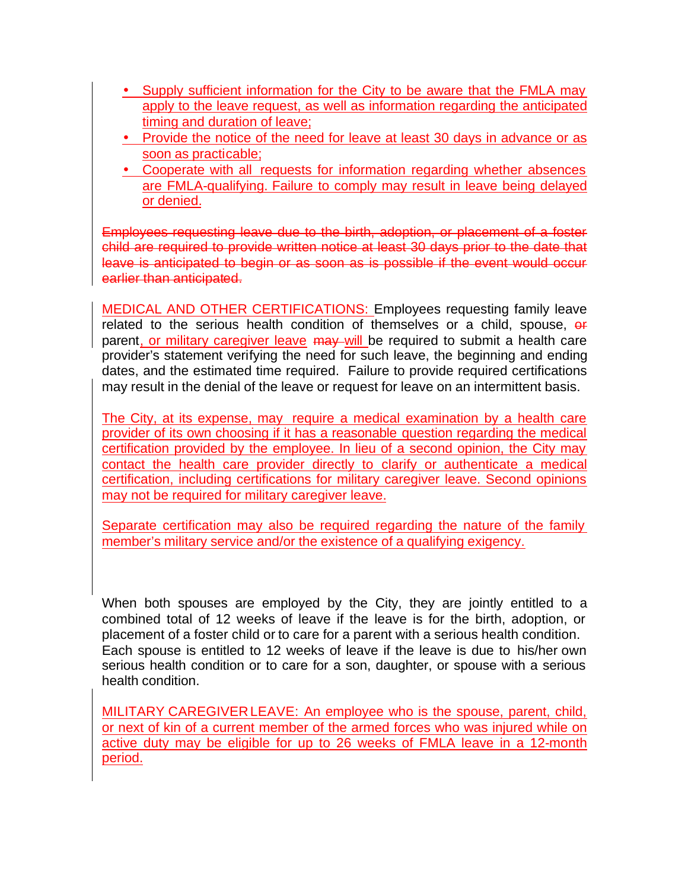- Supply sufficient information for the City to be aware that the FMLA may apply to the leave request, as well as information regarding the anticipated timing and duration of leave;
- Provide the notice of the need for leave at least 30 days in advance or as soon as practicable;
- Cooperate with all requests for information regarding whether absences are FMLA-qualifying. Failure to comply may result in leave being delayed or denied.

~~Employees requesting leave due to the birth, adoption, or placement of a foster child are required to provide written notice at least 30 days prior to the date that leave is anticipated to begin or as soon as is possible if the event would occur earlier than anticipated.~~

MEDICAL AND OTHER CERTIFICATIONS: Employees requesting family leave related to the serious health condition of themselves or a child, spouse, ~~or~~ parent, or military caregiver leave ~~may~~ will be required to submit a health care provider's statement verifying the need for such leave, the beginning and ending dates, and the estimated time required. Failure to provide required certifications may result in the denial of the leave or request for leave on an intermittent basis.

The City, at its expense, may require a medical examination by a health care provider of its own choosing if it has a reasonable question regarding the medical certification provided by the employee. In lieu of a second opinion, the City may contact the health care provider directly to clarify or authenticate a medical certification, including certifications for military caregiver leave. Second opinions may not be required for military caregiver leave.

Separate certification may also be required regarding the nature of the family member's military service and/or the existence of a qualifying exigency.

When both spouses are employed by the City, they are jointly entitled to a combined total of 12 weeks of leave if the leave is for the birth, adoption, or placement of a foster child or to care for a parent with a serious health condition. Each spouse is entitled to 12 weeks of leave if the leave is due to his/her own serious health condition or to care for a son, daughter, or spouse with a serious health condition.

MILITARY CAREGIVER LEAVE: An employee who is the spouse, parent, child, or next of kin of a current member of the armed forces who was injured while on active duty may be eligible for up to 26 weeks of FMLA leave in a 12-month period.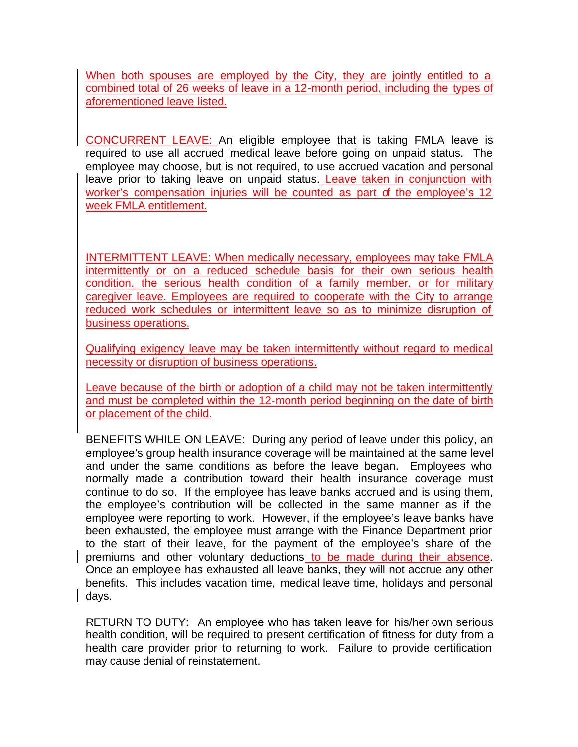When both spouses are employed by the City, they are jointly entitled to a combined total of 26 weeks of leave in a 12-month period, including the types of aforementioned leave listed.

CONCURRENT LEAVE: An eligible employee that is taking FMLA leave is required to use all accrued medical leave before going on unpaid status. The employee may choose, but is not required, to use accrued vacation and personal leave prior to taking leave on unpaid status. Leave taken in conjunction with worker's compensation injuries will be counted as part of the employee's 12 week FMLA entitlement.

INTERMITTENT LEAVE: When medically necessary, employees may take FMLA intermittently or on a reduced schedule basis for their own serious health condition, the serious health condition of a family member, or for military caregiver leave. Employees are required to cooperate with the City to arrange reduced work schedules or intermittent leave so as to minimize disruption of business operations.

Qualifying exigency leave may be taken intermittently without regard to medical necessity or disruption of business operations.

Leave because of the birth or adoption of a child may not be taken intermittently and must be completed within the 12-month period beginning on the date of birth or placement of the child.

BENEFITS WHILE ON LEAVE: During any period of leave under this policy, an employee's group health insurance coverage will be maintained at the same level and under the same conditions as before the leave began. Employees who normally made a contribution toward their health insurance coverage must continue to do so. If the employee has leave banks accrued and is using them, the employee's contribution will be collected in the same manner as if the employee were reporting to work. However, if the employee's leave banks have been exhausted, the employee must arrange with the Finance Department prior to the start of their leave, for the payment of the employee's share of the premiums and other voluntary deductions to be made during their absence. Once an employee has exhausted all leave banks, they will not accrue any other benefits. This includes vacation time, medical leave time, holidays and personal days.

RETURN TO DUTY: An employee who has taken leave for his/her own serious health condition, will be required to present certification of fitness for duty from a health care provider prior to returning to work. Failure to provide certification may cause denial of reinstatement.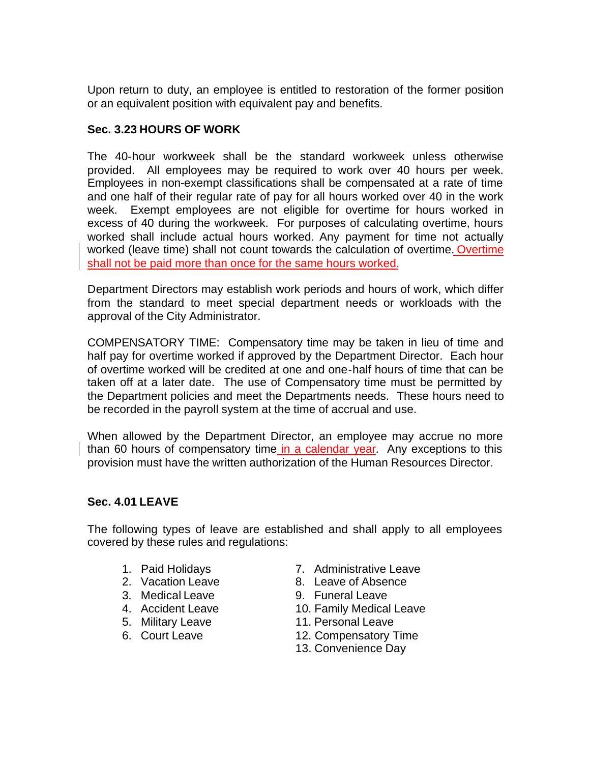Upon return to duty, an employee is entitled to restoration of the former position or an equivalent position with equivalent pay and benefits.

**Sec. 3.23 HOURS OF WORK**

The 40-hour workweek shall be the standard workweek unless otherwise provided. All employees may be required to work over 40 hours per week. Employees in non-exempt classifications shall be compensated at a rate of time and one half of their regular rate of pay for all hours worked over 40 in the work week. Exempt employees are not eligible for overtime for hours worked in excess of 40 during the workweek. For purposes of calculating overtime, hours worked shall include actual hours worked. Any payment for time not actually worked (leave time) shall not count towards the calculation of overtime. Overtime shall not be paid more than once for the same hours worked.

Department Directors may establish work periods and hours of work, which differ from the standard to meet special department needs or workloads with the approval of the City Administrator.

COMPENSATORY TIME: Compensatory time may be taken in lieu of time and half pay for overtime worked if approved by the Department Director. Each hour of overtime worked will be credited at one and one-half hours of time that can be taken off at a later date. The use of Compensatory time must be permitted by the Department policies and meet the Departments needs. These hours need to be recorded in the payroll system at the time of accrual and use.

When allowed by the Department Director, an employee may accrue no more than 60 hours of compensatory time in a calendar year. Any exceptions to this provision must have the written authorization of the Human Resources Director.

**Sec. 4.01 LEAVE**

The following types of leave are established and shall apply to all employees covered by these rules and regulations:

1. Paid Holidays
2. Vacation Leave
3. Medical Leave
4. Accident Leave
5. Military Leave
6. Court Leave
7. Administrative Leave
8. Leave of Absence
9. Funeral Leave
10. Family Medical Leave
11. Personal Leave
12. Compensatory Time
13. Convenience Day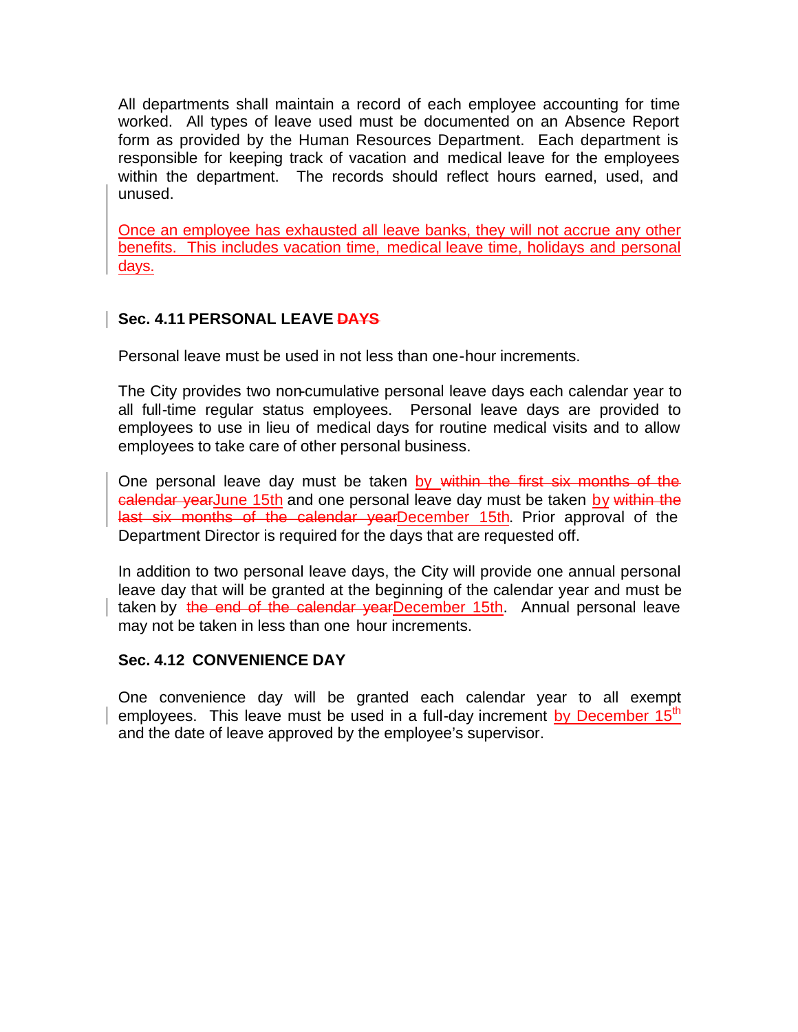All departments shall maintain a record of each employee accounting for time worked. All types of leave used must be documented on an Absence Report form as provided by the Human Resources Department. Each department is responsible for keeping track of vacation and medical leave for the employees within the department. The records should reflect hours earned, used, and unused.

Once an employee has exhausted all leave banks, they will not accrue any other benefits. This includes vacation time, medical leave time, holidays and personal days.

### Sec. 4.11 PERSONAL LEAVE ~~DAYS~~

Personal leave must be used in not less than one-hour increments.

The City provides two non-cumulative personal leave days each calendar year to all full-time regular status employees. Personal leave days are provided to employees to use in lieu of medical days for routine medical visits and to allow employees to take care of other personal business.

One personal leave day must be taken by ~~within the first six months of the calendar year~~June 15th and one personal leave day must be taken by ~~within the last six months of the calendar year~~December 15th. Prior approval of the Department Director is required for the days that are requested off.

In addition to two personal leave days, the City will provide one annual personal leave day that will be granted at the beginning of the calendar year and must be taken by ~~the end of the calendar year~~December 15th. Annual personal leave may not be taken in less than one hour increments.

### Sec. 4.12 CONVENIENCE DAY

One convenience day will be granted each calendar year to all exempt employees. This leave must be used in a full-day increment by December 15th and the date of leave approved by the employee's supervisor.